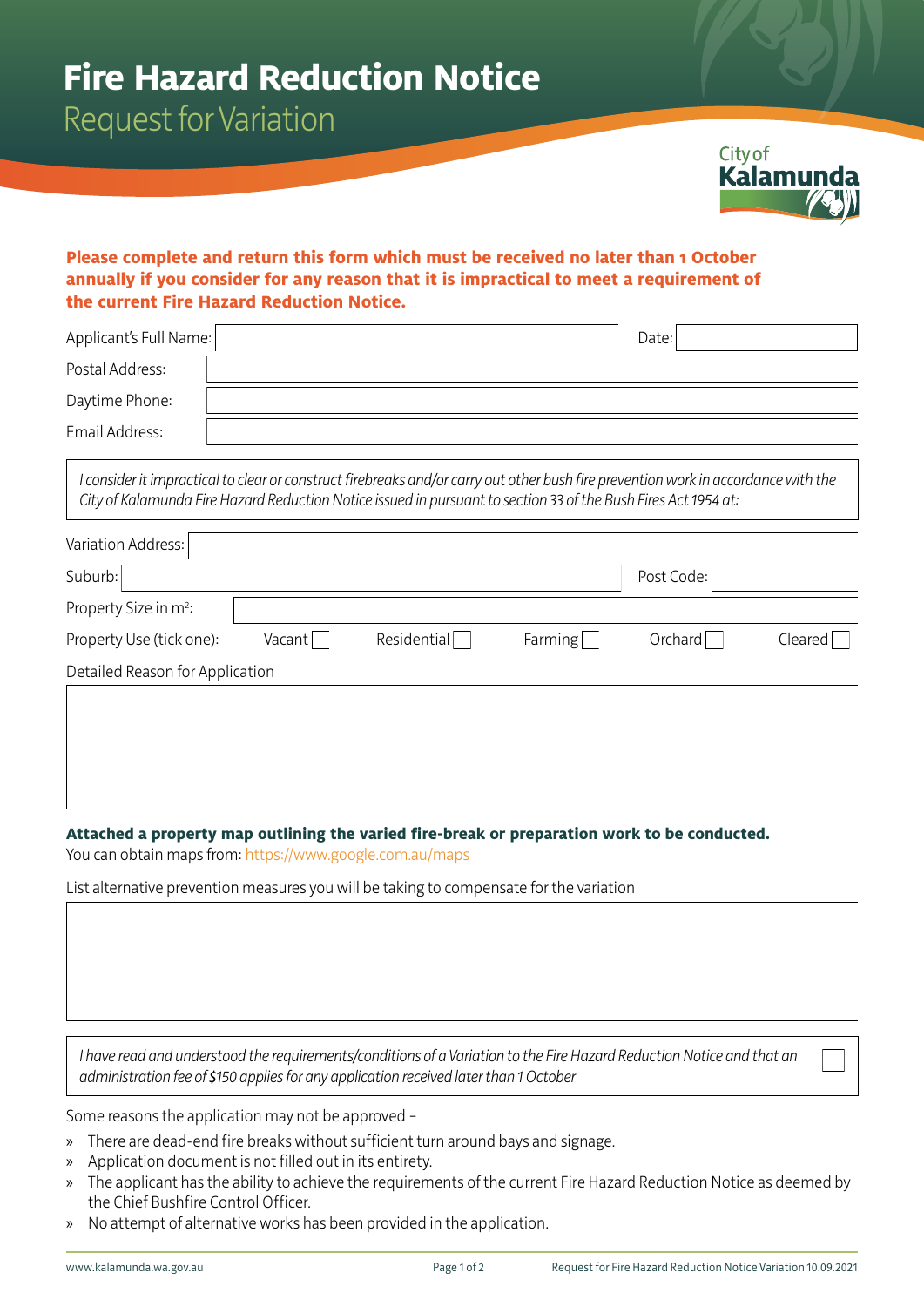# Fire Hazard Reduction Notice

## Request for Variation

**Please complete and return this form which must be received no later than 1 October annually if you consider for any reason that it is impractical to meet a requirement of the current Fire Hazard Reduction Notice.**

Applicant's Full Name: Date:

Postal Address:

Daytime Phone:

Email Address:

*I consider it impractical to clear or construct firebreaks and/or carry out other bush fire prevention work in accordance with the City of Kalamunda Fire Hazard Reduction Notice issued in pursuant to section 33 of the Bush Fires Act 1954 at:*

Variation Address:

Suburb: Post Code:

Property Size in m²:

Property Use (tick one): Vacant ☐ Residential ☐ Farming ☐ Orchard ☐ Cleared ☐

Detailed Reason for Application

**Attached a property map outlining the varied fire-break or preparation work to be conducted.**

You can obtain maps from: https://www.google.com.au/maps

List alternative prevention measures you will be taking to compensate for the variation

*I have read and understood the requirements/conditions of a Variation to the Fire Hazard Reduction Notice and that an administration fee of $150 applies for any application received later than 1 October* ☐

Some reasons the application may not be approved –

- There are dead-end fire breaks without sufficient turn around bays and signage.
- Application document is not filled out in its entirety.
- The applicant has the ability to achieve the requirements of the current Fire Hazard Reduction Notice as deemed by the Chief Bushfire Control Officer.
- No attempt of alternative works has been provided in the application.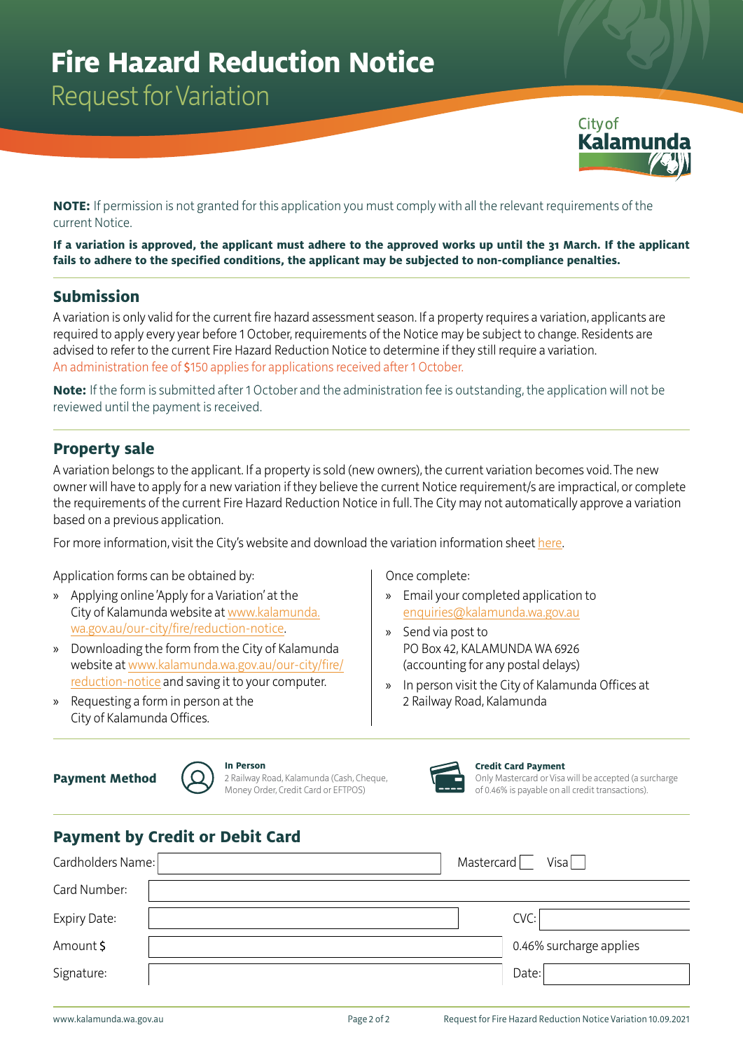# Fire Hazard Reduction Notice

## Request for Variation

City of Kalamunda

**NOTE:** If permission is not granted for this application you must comply with all the relevant requirements of the current Notice.

**If a variation is approved, the applicant must adhere to the approved works up until the 31 March. If the applicant fails to adhere to the specified conditions, the applicant may be subjected to non-compliance penalties.**

## Submission

A variation is only valid for the current fire hazard assessment season. If a property requires a variation, applicants are required to apply every year before 1 October, requirements of the Notice may be subject to change. Residents are advised to refer to the current Fire Hazard Reduction Notice to determine if they still require a variation.
An administration fee of $150 applies for applications received after 1 October.

**Note:** If the form is submitted after 1 October and the administration fee is outstanding, the application will not be reviewed until the payment is received.

## Property sale

A variation belongs to the applicant. If a property is sold (new owners), the current variation becomes void. The new owner will have to apply for a new variation if they believe the current Notice requirement/s are impractical, or complete the requirements of the current Fire Hazard Reduction Notice in full. The City may not automatically approve a variation based on a previous application.

For more information, visit the City's website and download the variation information sheet here.

Application forms can be obtained by:

» Applying online 'Apply for a Variation' at the City of Kalamunda website at www.kalamunda.wa.gov.au/our-city/fire/reduction-notice.

» Downloading the form from the City of Kalamunda website at www.kalamunda.wa.gov.au/our-city/fire/reduction-notice and saving it to your computer.

» Requesting a form in person at the City of Kalamunda Offices.

Once complete:

» Email your completed application to enquiries@kalamunda.wa.gov.au

» Send via post to PO Box 42, KALAMUNDA WA 6926 (accounting for any postal delays)

» In person visit the City of Kalamunda Offices at 2 Railway Road, Kalamunda

**Payment Method**

**In Person**
2 Railway Road, Kalamunda (Cash, Cheque, Money Order, Credit Card or EFTPOS)

**Credit Card Payment**
Only Mastercard or Visa will be accepted (a surcharge of 0.46% is payable on all credit transactions).

## Payment by Credit or Debit Card

| | | | |
|---|---|---|---|
| Cardholders Name: | | Mastercard ☐ Visa ☐ | |
| Card Number: | | | |
| Expiry Date: | | CVC: | |
| Amount $ | | 0.46% surcharge applies | |
| Signature: | | Date: | |